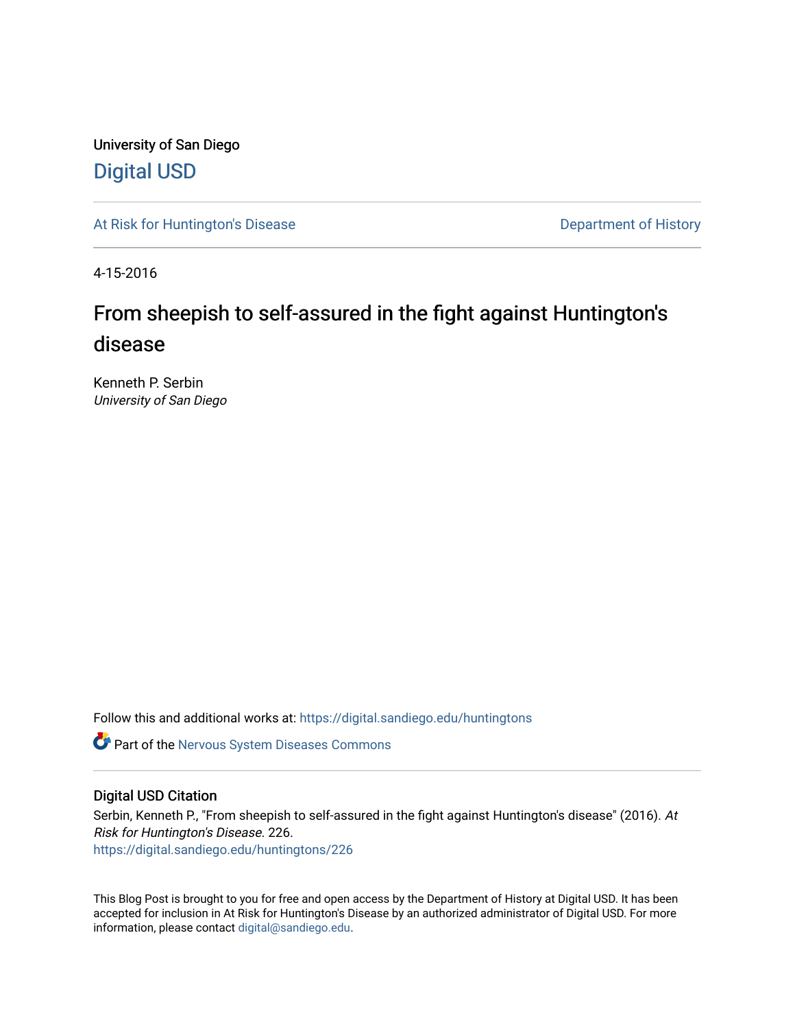University of San Diego

Digital USD

At Risk for Huntington's Disease

Department of History

4-15-2016

# From sheepish to self-assured in the fight against Huntington's disease

Kenneth P. Serbin
*University of San Diego*

Follow this and additional works at: https://digital.sandiego.edu/huntingtons

Part of the Nervous System Diseases Commons

## Digital USD Citation

Serbin, Kenneth P., "From sheepish to self-assured in the fight against Huntington's disease" (2016). *At Risk for Huntington's Disease*. 226.
https://digital.sandiego.edu/huntingtons/226

This Blog Post is brought to you for free and open access by the Department of History at Digital USD. It has been accepted for inclusion in At Risk for Huntington's Disease by an authorized administrator of Digital USD. For more information, please contact digital@sandiego.edu.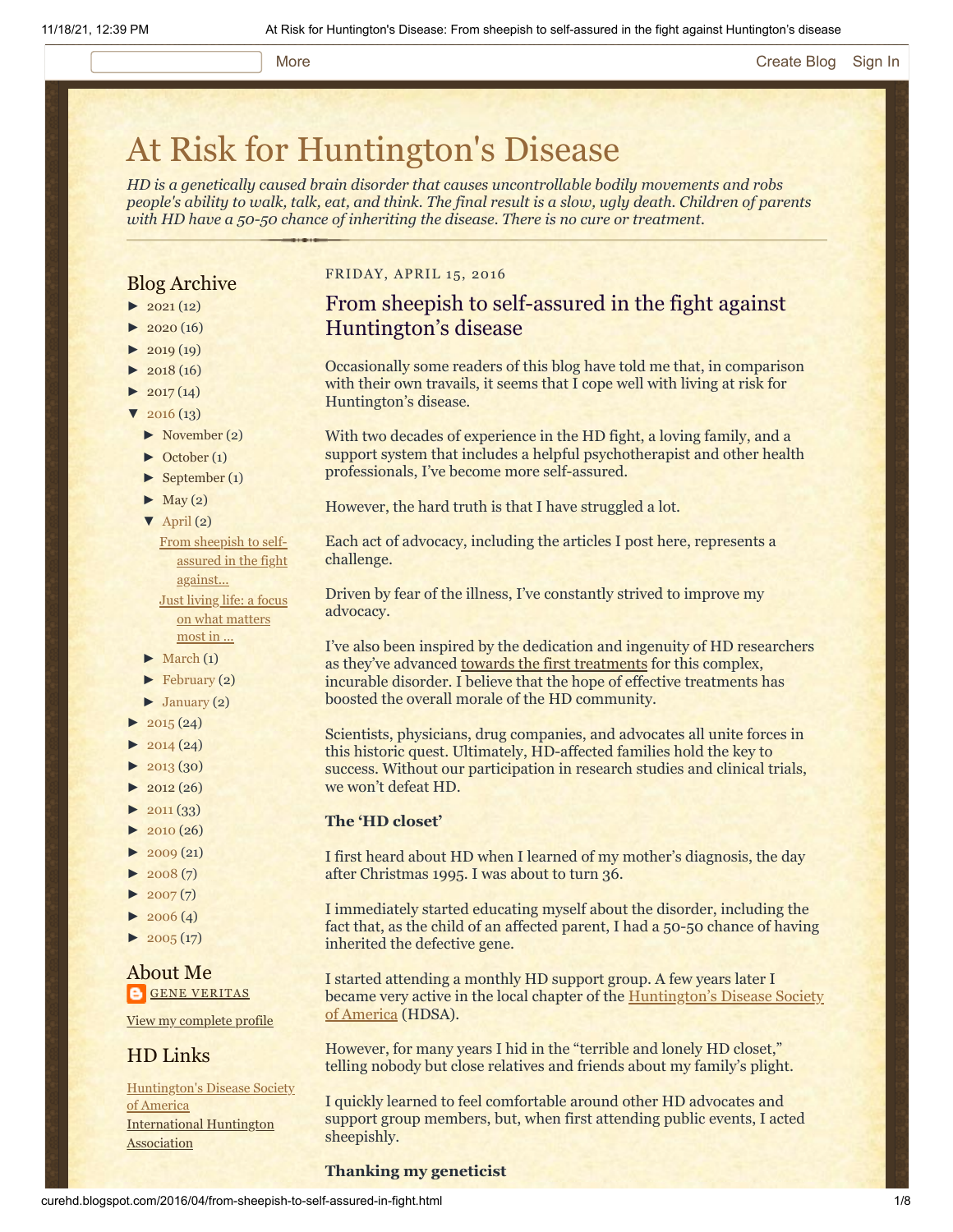# At Risk for Huntington's Disease

*HD is a genetically caused brain disorder that causes uncontrollable bodily movements and robs people's ability to walk, talk, eat, and think. The final result is a slow, ugly death. Children of parents with HD have a 50-50 chance of inheriting the disease. There is no cure or treatment.*

## Blog Archive

- ► 2021 (12)
- ► 2020 (16)
- ► 2019 (19)
- ► 2018 (16)
- ► 2017 (14)
- ▼ 2016 (13)
  - ► November (2)
  - ► October (1)
  - ► September (1)
  - ► May (2)
  - ▼ April (2)
    - From sheepish to self-assured in the fight against...
    - Just living life: a focus on what matters most in ...
  - ► March (1)
  - ► February (2)
  - ► January (2)
- ► 2015 (24)
- ► 2014 (24)
- ► 2013 (30)
- ► 2012 (26)
- ► 2011 (33)
- ► 2010 (26)
- ► 2009 (21)
- ► 2008 (7)
- ► 2007 (7)
- ► 2006 (4)
- ► 2005 (17)

## About Me

GENE VERITAS

View my complete profile

## HD Links

Huntington's Disease Society of America

International Huntington Association

FRIDAY, APRIL 15, 2016

## From sheepish to self-assured in the fight against Huntington's disease

Occasionally some readers of this blog have told me that, in comparison with their own travails, it seems that I cope well with living at risk for Huntington's disease.

With two decades of experience in the HD fight, a loving family, and a support system that includes a helpful psychotherapist and other health professionals, I've become more self-assured.

However, the hard truth is that I have struggled a lot.

Each act of advocacy, including the articles I post here, represents a challenge.

Driven by fear of the illness, I've constantly strived to improve my advocacy.

I've also been inspired by the dedication and ingenuity of HD researchers as they've advanced towards the first treatments for this complex, incurable disorder. I believe that the hope of effective treatments has boosted the overall morale of the HD community.

Scientists, physicians, drug companies, and advocates all unite forces in this historic quest. Ultimately, HD-affected families hold the key to success. Without our participation in research studies and clinical trials, we won't defeat HD.

**The 'HD closet'**

I first heard about HD when I learned of my mother's diagnosis, the day after Christmas 1995. I was about to turn 36.

I immediately started educating myself about the disorder, including the fact that, as the child of an affected parent, I had a 50-50 chance of having inherited the defective gene.

I started attending a monthly HD support group. A few years later I became very active in the local chapter of the Huntington's Disease Society of America (HDSA).

However, for many years I hid in the "terrible and lonely HD closet," telling nobody but close relatives and friends about my family's plight.

I quickly learned to feel comfortable around other HD advocates and support group members, but, when first attending public events, I acted sheepishly.

**Thanking my geneticist**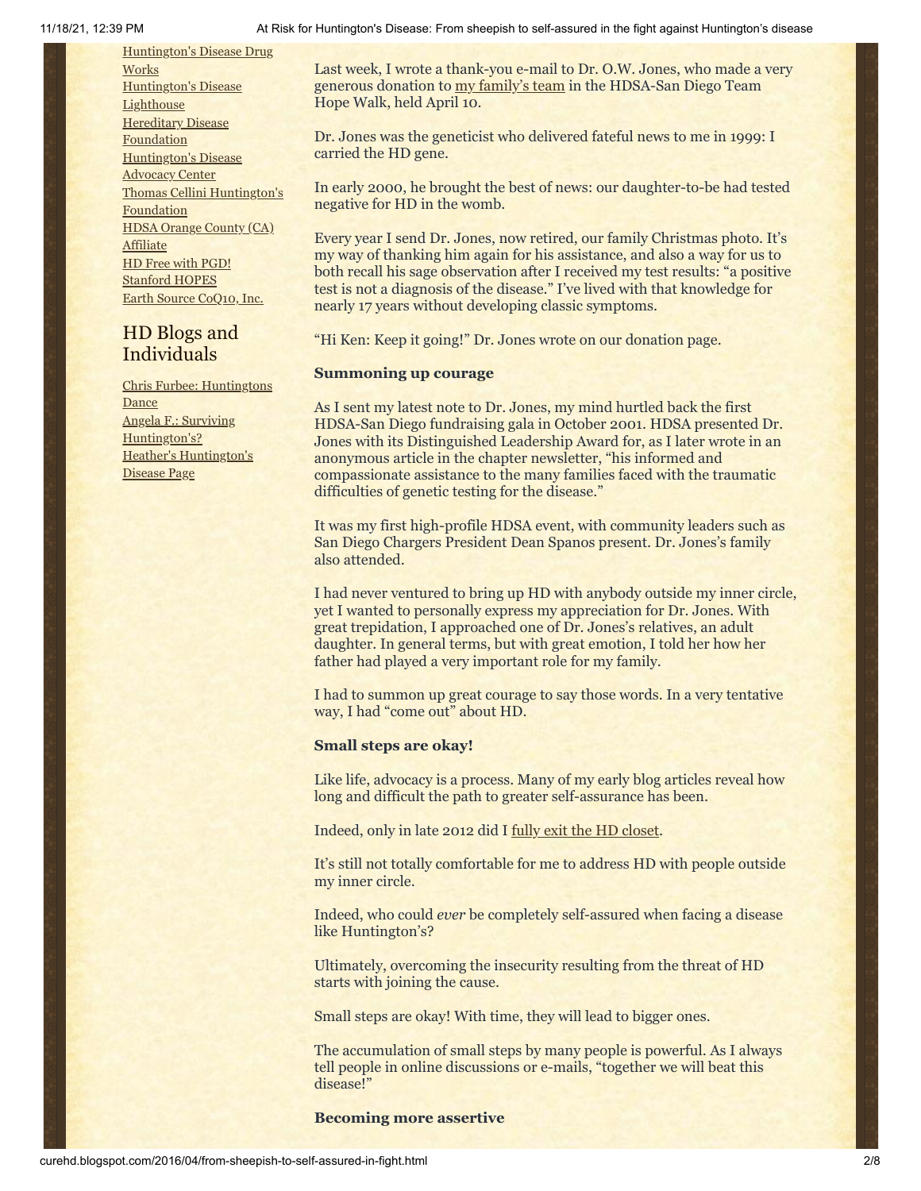Huntington's Disease Drug Works
Huntington's Disease Lighthouse
Hereditary Disease Foundation
Huntington's Disease Advocacy Center
Thomas Cellini Huntington's Foundation
HDSA Orange County (CA) Affiliate
HD Free with PGD!
Stanford HOPES
Earth Source CoQ10, Inc.

## HD Blogs and Individuals

Chris Furbee: Huntingtons Dance
Angela F.: Surviving Huntington's?
Heather's Huntington's Disease Page

Last week, I wrote a thank-you e-mail to Dr. O.W. Jones, who made a very generous donation to my family's team in the HDSA-San Diego Team Hope Walk, held April 10.

Dr. Jones was the geneticist who delivered fateful news to me in 1999: I carried the HD gene.

In early 2000, he brought the best of news: our daughter-to-be had tested negative for HD in the womb.

Every year I send Dr. Jones, now retired, our family Christmas photo. It's my way of thanking him again for his assistance, and also a way for us to both recall his sage observation after I received my test results: "a positive test is not a diagnosis of the disease." I've lived with that knowledge for nearly 17 years without developing classic symptoms.

"Hi Ken: Keep it going!" Dr. Jones wrote on our donation page.

**Summoning up courage**

As I sent my latest note to Dr. Jones, my mind hurtled back the first HDSA-San Diego fundraising gala in October 2001. HDSA presented Dr. Jones with its Distinguished Leadership Award for, as I later wrote in an anonymous article in the chapter newsletter, "his informed and compassionate assistance to the many families faced with the traumatic difficulties of genetic testing for the disease."

It was my first high-profile HDSA event, with community leaders such as San Diego Chargers President Dean Spanos present. Dr. Jones's family also attended.

I had never ventured to bring up HD with anybody outside my inner circle, yet I wanted to personally express my appreciation for Dr. Jones. With great trepidation, I approached one of Dr. Jones's relatives, an adult daughter. In general terms, but with great emotion, I told her how her father had played a very important role for my family.

I had to summon up great courage to say those words. In a very tentative way, I had "come out" about HD.

**Small steps are okay!**

Like life, advocacy is a process. Many of my early blog articles reveal how long and difficult the path to greater self-assurance has been.

Indeed, only in late 2012 did I fully exit the HD closet.

It's still not totally comfortable for me to address HD with people outside my inner circle.

Indeed, who could *ever* be completely self-assured when facing a disease like Huntington's?

Ultimately, overcoming the insecurity resulting from the threat of HD starts with joining the cause.

Small steps are okay! With time, they will lead to bigger ones.

The accumulation of small steps by many people is powerful. As I always tell people in online discussions or e-mails, "together we will beat this disease!"

**Becoming more assertive**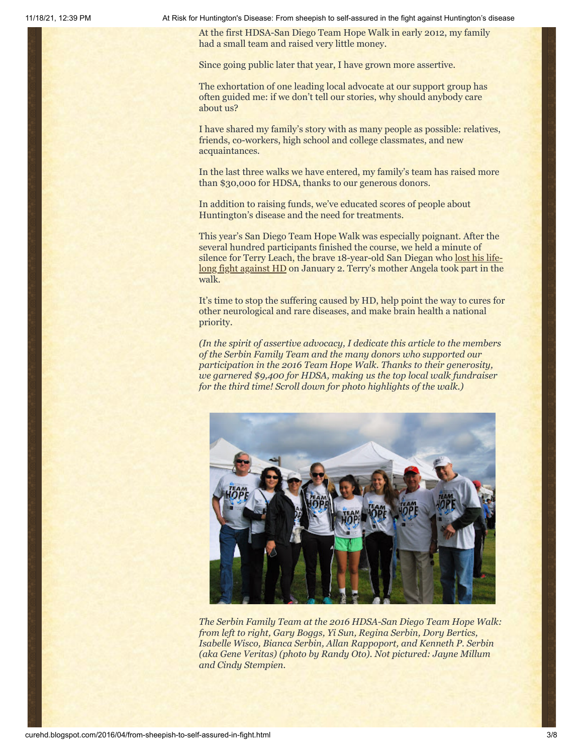At the first HDSA-San Diego Team Hope Walk in early 2012, my family had a small team and raised very little money.

Since going public later that year, I have grown more assertive.

The exhortation of one leading local advocate at our support group has often guided me: if we don't tell our stories, why should anybody care about us?

I have shared my family's story with as many people as possible: relatives, friends, co-workers, high school and college classmates, and new acquaintances.

In the last three walks we have entered, my family's team has raised more than $30,000 for HDSA, thanks to our generous donors.

In addition to raising funds, we've educated scores of people about Huntington's disease and the need for treatments.

This year's San Diego Team Hope Walk was especially poignant. After the several hundred participants finished the course, we held a minute of silence for Terry Leach, the brave 18-year-old San Diegan who lost his life-long fight against HD on January 2. Terry's mother Angela took part in the walk.

It's time to stop the suffering caused by HD, help point the way to cures for other neurological and rare diseases, and make brain health a national priority.

*(In the spirit of assertive advocacy, I dedicate this article to the members of the Serbin Family Team and the many donors who supported our participation in the 2016 Team Hope Walk. Thanks to their generosity, we garnered $9,400 for HDSA, making us the top local walk fundraiser for the third time! Scroll down for photo highlights of the walk.)*

*The Serbin Family Team at the 2016 HDSA-San Diego Team Hope Walk: from left to right, Gary Boggs, Yi Sun, Regina Serbin, Dory Bertics, Isabelle Wisco, Bianca Serbin, Allan Rappoport, and Kenneth P. Serbin (aka Gene Veritas) (photo by Randy Oto). Not pictured: Jayne Millum and Cindy Stempien.*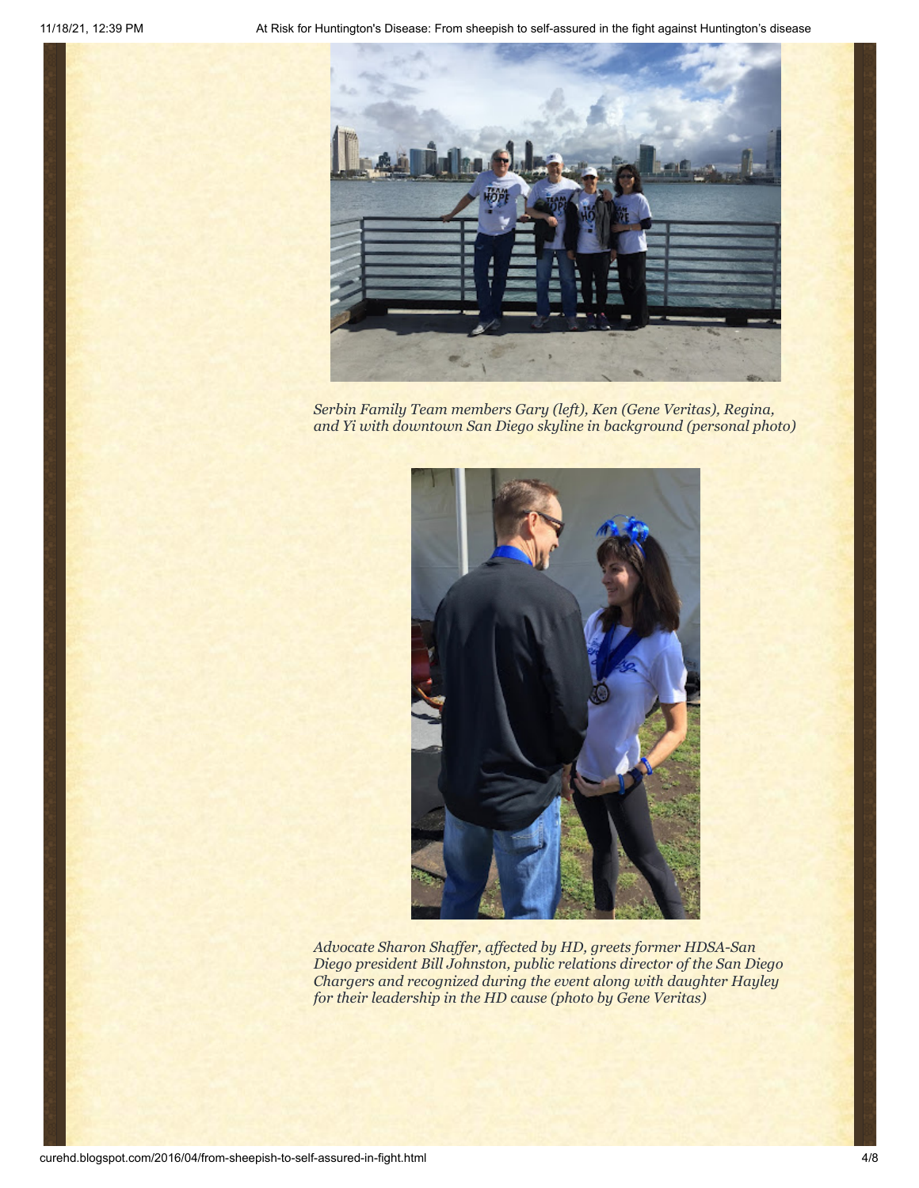*Serbin Family Team members Gary (left), Ken (Gene Veritas), Regina, and Yi with downtown San Diego skyline in background (personal photo)*

*Advocate Sharon Shaffer, affected by HD, greets former HDSA-San Diego president Bill Johnston, public relations director of the San Diego Chargers and recognized during the event along with daughter Hayley for their leadership in the HD cause (photo by Gene Veritas)*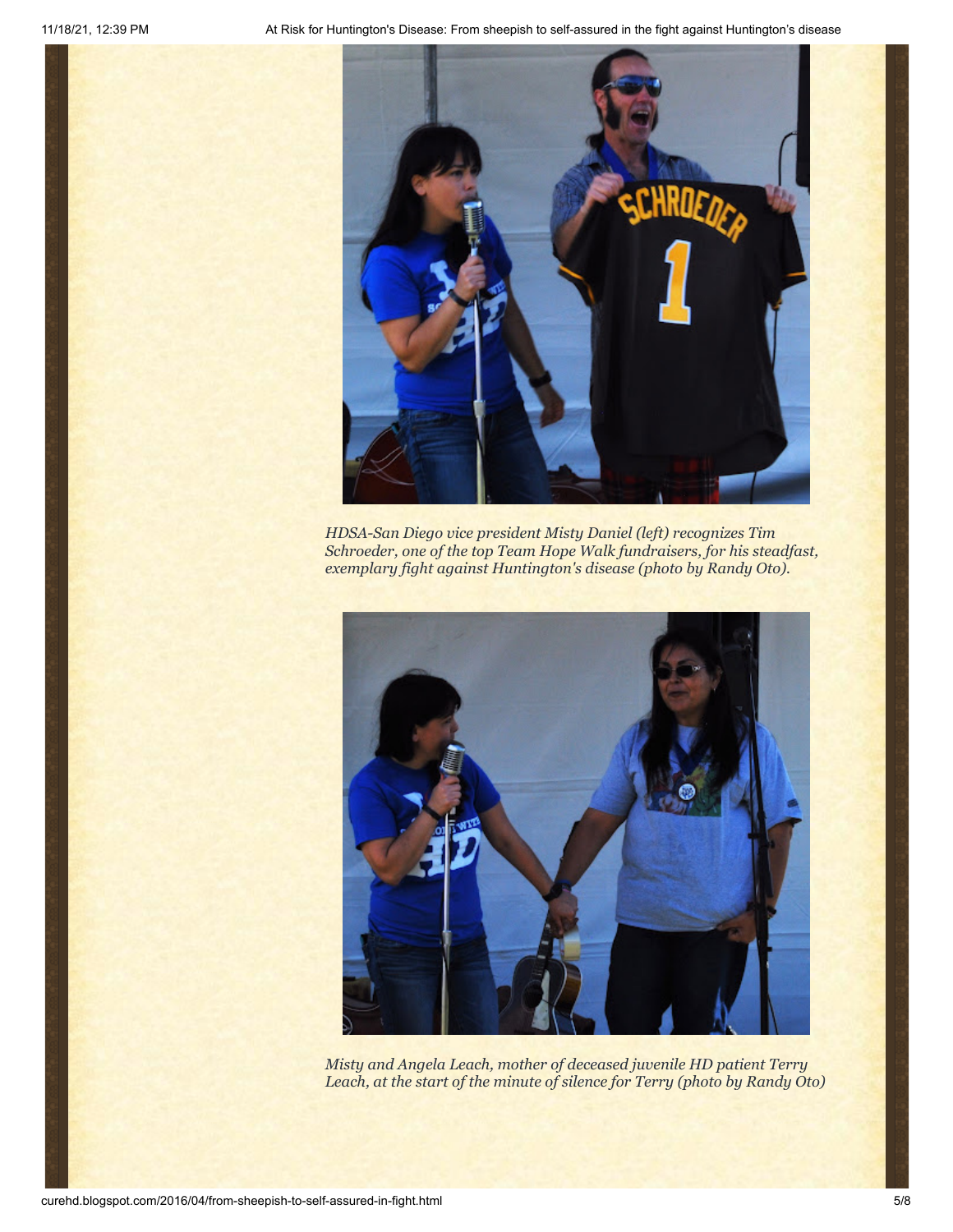*HDSA-San Diego vice president Misty Daniel (left) recognizes Tim Schroeder, one of the top Team Hope Walk fundraisers, for his steadfast, exemplary fight against Huntington's disease (photo by Randy Oto).*

*Misty and Angela Leach, mother of deceased juvenile HD patient Terry Leach, at the start of the minute of silence for Terry (photo by Randy Oto)*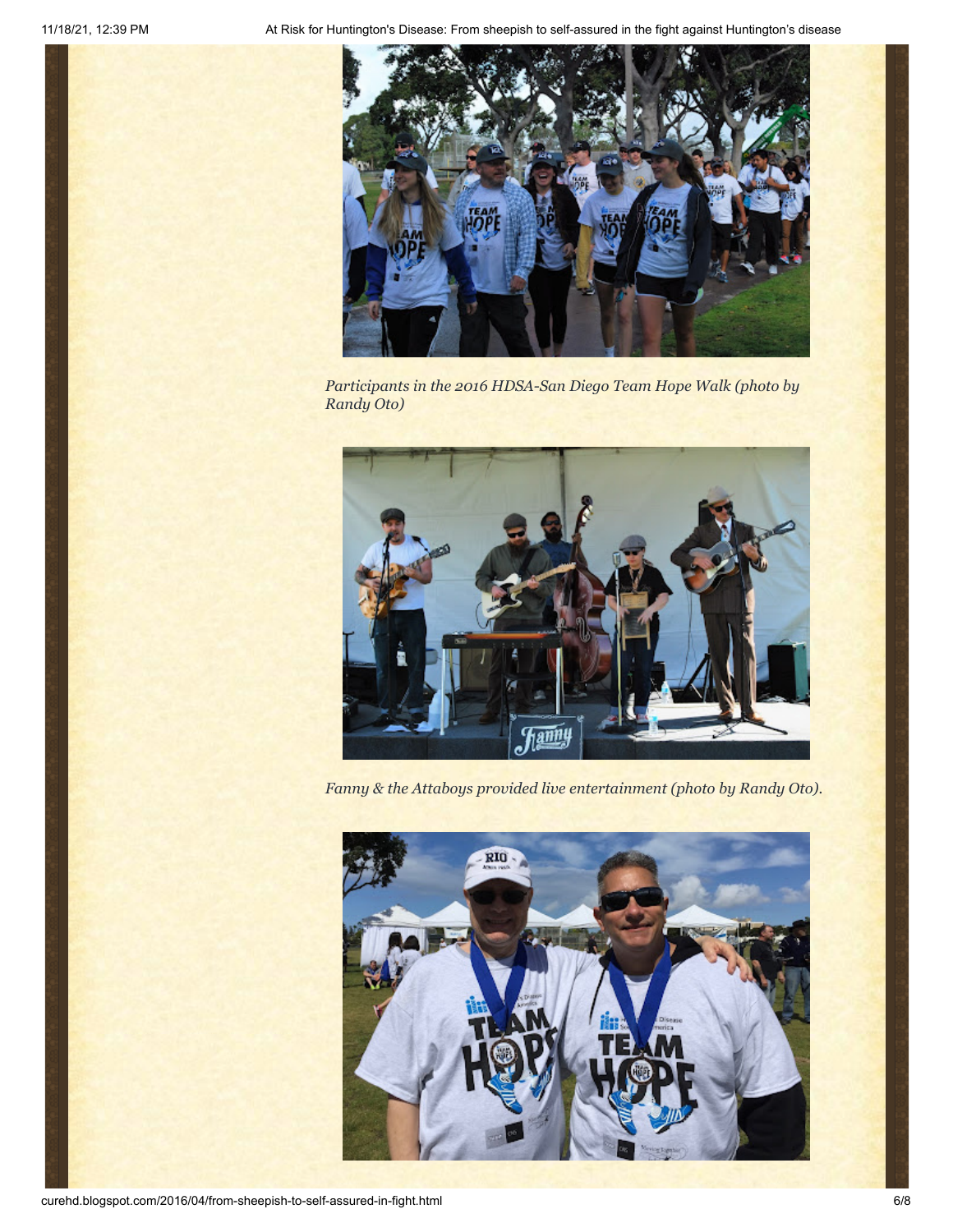*Participants in the 2016 HDSA-San Diego Team Hope Walk (photo by Randy Oto)*

*Fanny & the Attaboys provided live entertainment (photo by Randy Oto).*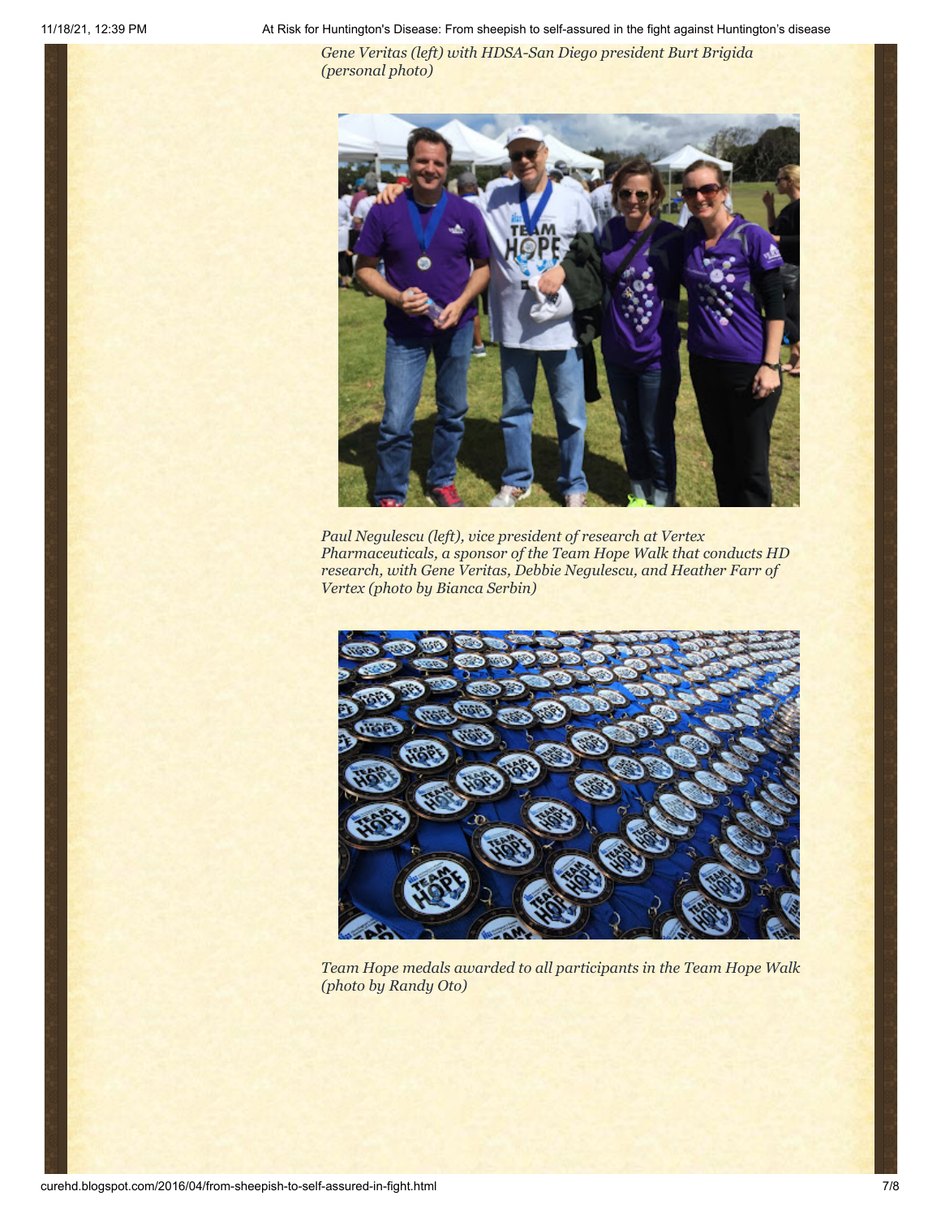*Gene Veritas (left) with HDSA-San Diego president Burt Brigida (personal photo)*

*Paul Negulescu (left), vice president of research at Vertex Pharmaceuticals, a sponsor of the Team Hope Walk that conducts HD research, with Gene Veritas, Debbie Negulescu, and Heather Farr of Vertex (photo by Bianca Serbin)*

*Team Hope medals awarded to all participants in the Team Hope Walk (photo by Randy Oto)*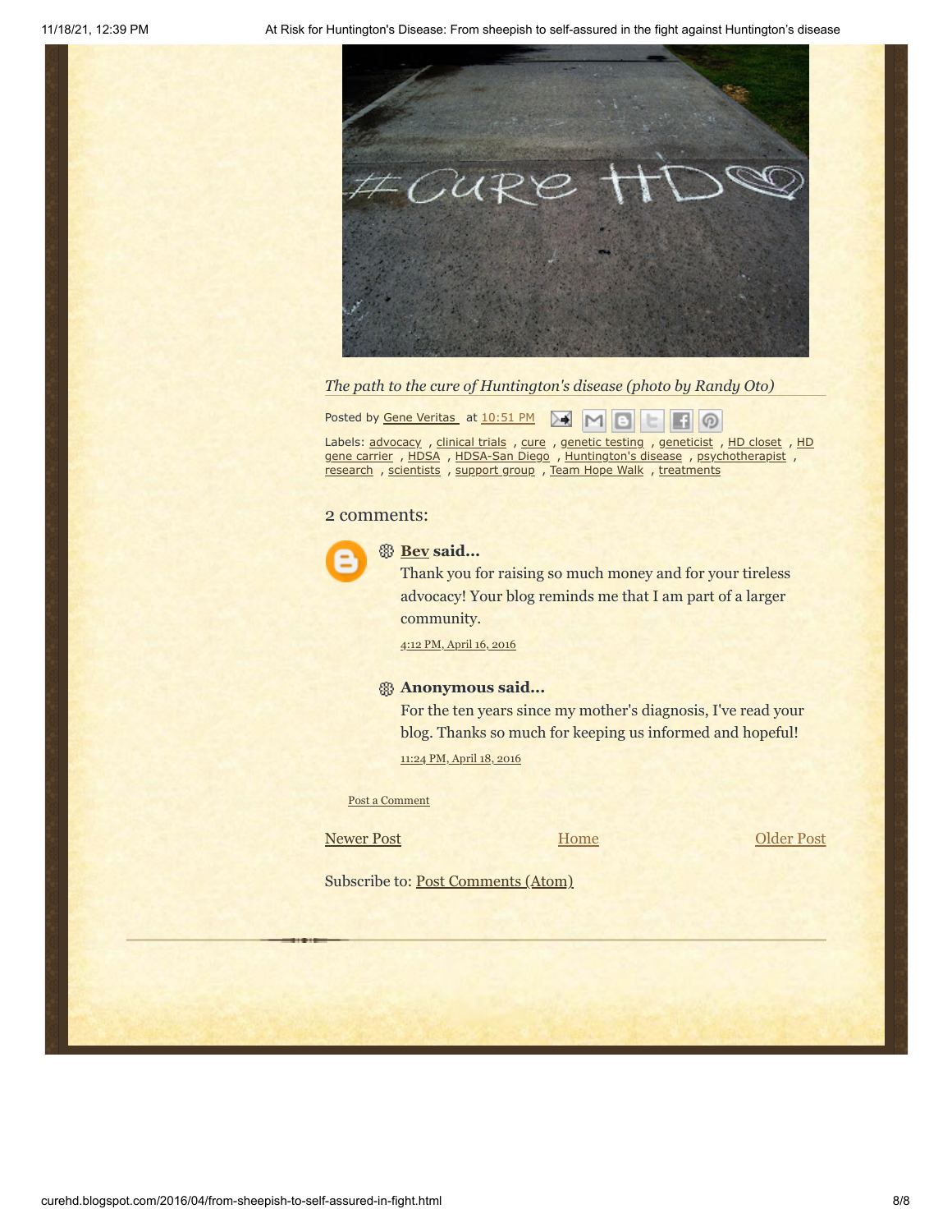*The path to the cure of Huntington's disease (photo by Randy Oto)*

Posted by Gene Veritas at 10:51 PM

Labels: advocacy , clinical trials , cure , genetic testing , geneticist , HD closet , HD gene carrier , HDSA , HDSA-San Diego , Huntington's disease , psychotherapist , research , scientists , support group , Team Hope Walk , treatments

## 2 comments:

**Bev said...**

Thank you for raising so much money and for your tireless advocacy! Your blog reminds me that I am part of a larger community.

4:12 PM, April 16, 2016

**Anonymous said...**

For the ten years since my mother's diagnosis, I've read your blog. Thanks so much for keeping us informed and hopeful!

11:24 PM, April 18, 2016

Post a Comment

Newer Post Home Older Post

Subscribe to: Post Comments (Atom)